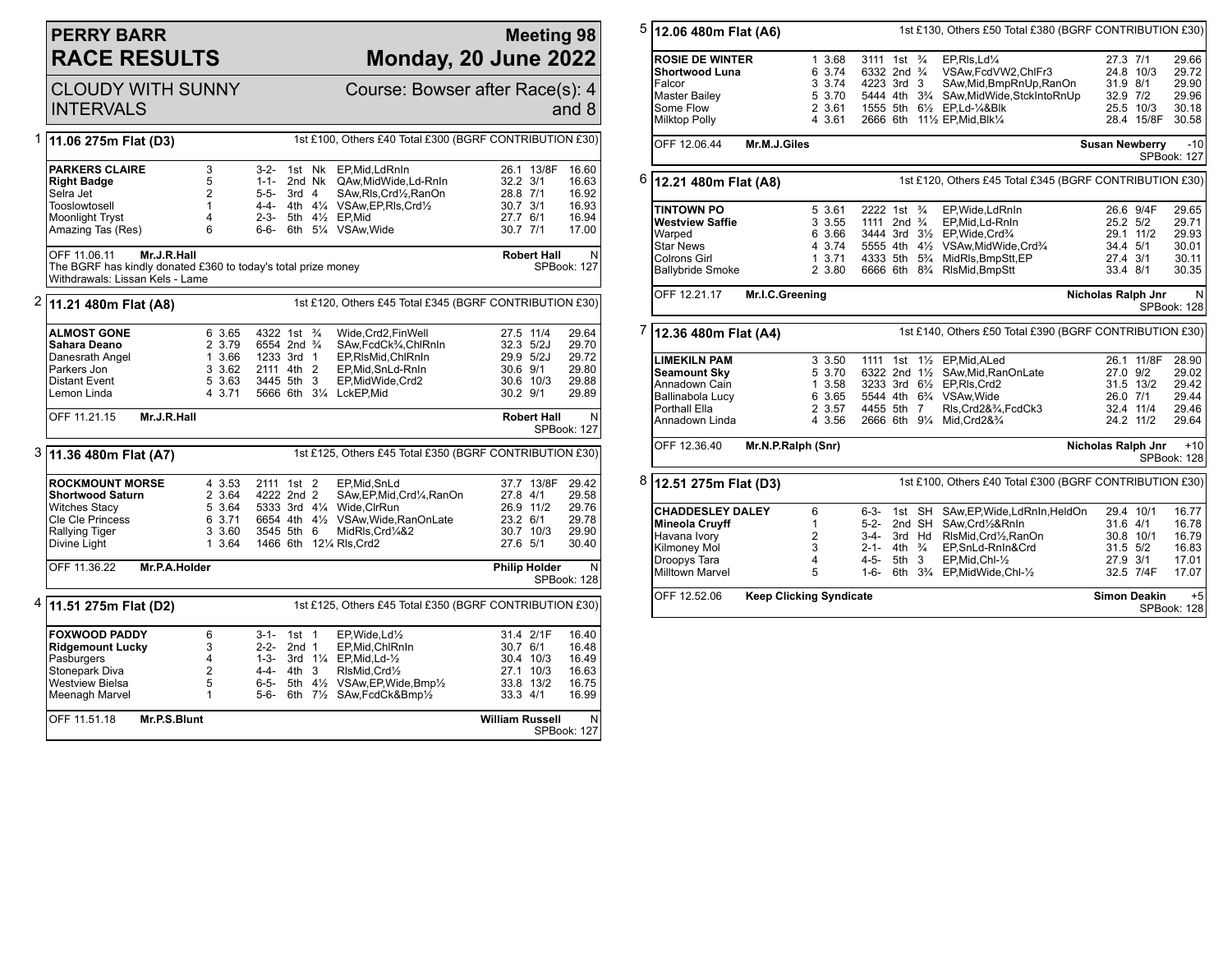# PERRY BARR RACE RESULTS

## Meeting 98 Monday, 20 June 2022

CLOUDY WITH SUNNY INTERVALS

Course: Bowser after Race(s): 4 and 8

### 1 11.06 275m Flat (D3)

1st £100, Others £40 Total £300 (BGRF CONTRIBUTION £30)

| Dog | Trap | Sectionals | Pos | Dist | Remarks | Wt | SP | Time |
|---|---|---|---|---|---|---|---|---|
| **PARKERS CLAIRE** | 3 | 3-2- | 1st | Nk | EP,Mid,LdRnIn | 26.1 | 13/8F | 16.60 |
| **Right Badge** | 5 | 1-1- | 2nd | Nk | QAw,MidWide,Ld-RnIn | 32.2 | 3/1 | 16.63 |
| Selra Jet | 2 | 5-5- | 3rd | 4 | SAw,Rls,Crd½,RanOn | 28.8 | 7/1 | 16.92 |
| Tooslowtosell | 1 | 4-4- | 4th | 4¼ | VSAw,EP,Rls,Crd½ | 30.7 | 3/1 | 16.93 |
| Moonlight Tryst | 4 | 2-3- | 5th | 4½ | EP,Mid | 27.7 | 6/1 | 16.94 |
| Amazing Tas (Res) | 6 | 6-6- | 6th | 5¼ | VSAw,Wide | 30.7 | 7/1 | 17.00 |

OFF 11.06.11 **Mr.J.R.Hall** — **Robert Hall** N — SPBook: 127

The BGRF has kindly donated £360 to today's total prize money

Withdrawals: Lissan Kels - Lame

### 2 11.21 480m Flat (A8)

1st £120, Others £45 Total £345 (BGRF CONTRIBUTION £30)

| Dog | Trap | Split | Sectionals | Pos | Dist | Remarks | Wt | SP | Time |
|---|---|---|---|---|---|---|---|---|---|
| **ALMOST GONE** | 6 | 3.65 | 4322 | 1st | ¾ | Wide,Crd2,FinWell | 27.5 | 11/4 | 29.64 |
| **Sahara Deano** | 2 | 3.79 | 6554 | 2nd | ¾ | SAw,FcdCk¾,ChlRnIn | 32.3 | 5/2J | 29.70 |
| Danesrath Angel | 1 | 3.66 | 1233 | 3rd | 1 | EP,RlsMid,ChlRnIn | 29.9 | 5/2J | 29.72 |
| Parkers Jon | 3 | 3.62 | 2111 | 4th | 2 | EP,Mid,SnLd-RnIn | 30.6 | 9/1 | 29.80 |
| Distant Event | 5 | 3.63 | 3445 | 5th | 3 | EP,MidWide,Crd2 | 30.6 | 10/3 | 29.88 |
| Lemon Linda | 4 | 3.71 | 5666 | 6th | 3¼ | LckEP,Mid | 30.2 | 9/1 | 29.89 |

OFF 11.21.15 **Mr.J.R.Hall** — **Robert Hall** N — SPBook: 127

### 3 11.36 480m Flat (A7)

1st £125, Others £45 Total £350 (BGRF CONTRIBUTION £30)

| Dog | Trap | Split | Sectionals | Pos | Dist | Remarks | Wt | SP | Time |
|---|---|---|---|---|---|---|---|---|---|
| **ROCKMOUNT MORSE** | 4 | 3.53 | 2111 | 1st | 2 | EP,Mid,SnLd | 37.7 | 13/8F | 29.42 |
| **Shortwood Saturn** | 2 | 3.64 | 4222 | 2nd | 2 | SAw,EP,Mid,Crd¼,RanOn | 27.8 | 4/1 | 29.58 |
| Witches Stacy | 5 | 3.64 | 5333 | 3rd | 4¼ | Wide,ClrRun | 26.9 | 11/2 | 29.76 |
| Cle Cle Princess | 6 | 3.71 | 6654 | 4th | 4½ | VSAw,Wide,RanOnLate | 23.2 | 6/1 | 29.78 |
| Rallying Tiger | 3 | 3.60 | 3545 | 5th | 6 | MidRls,Crd¼&2 | 30.7 | 10/3 | 29.90 |
| Divine Light | 1 | 3.64 | 1466 | 6th | 12¼ | Rls,Crd2 | 27.6 | 5/1 | 30.40 |

OFF 11.36.22 **Mr.P.A.Holder** — **Philip Holder** N — SPBook: 128

### 4 11.51 275m Flat (D2)

1st £125, Others £45 Total £350 (BGRF CONTRIBUTION £30)

| Dog | Trap | Sectionals | Pos | Dist | Remarks | Wt | SP | Time |
|---|---|---|---|---|---|---|---|---|
| **FOXWOOD PADDY** | 6 | 3-1- | 1st | 1 | EP,Wide,Ld½ | 31.4 | 2/1F | 16.40 |
| **Ridgemount Lucky** | 3 | 2-2- | 2nd | 1 | EP,Mid,ChlRnIn | 30.7 | 6/1 | 16.48 |
| Pasburgers | 4 | 1-3- | 3rd | 1¼ | EP,Mid,Ld-½ | 30.4 | 10/3 | 16.49 |
| Stonepark Diva | 2 | 4-4- | 4th | 3 | RlsMid,Crd½ | 27.1 | 10/3 | 16.63 |
| Westview Bielsa | 5 | 6-5- | 5th | 4½ | VSAw,EP,Wide,Bmp½ | 33.8 | 13/2 | 16.75 |
| Meenagh Marvel | 1 | 5-6- | 6th | 7½ | SAw,FcdCk&Bmp½ | 33.3 | 4/1 | 16.99 |

OFF 11.51.18 **Mr.P.S.Blunt** — **William Russell** N — SPBook: 127

### 5 12.06 480m Flat (A6)

1st £130, Others £50 Total £380 (BGRF CONTRIBUTION £30)

| Dog | Trap | Split | Sectionals | Pos | Dist | Remarks | Wt | SP | Time |
|---|---|---|---|---|---|---|---|---|---|
| **ROSIE DE WINTER** | 1 | 3.68 | 3111 | 1st | ¾ | EP,Rls,Ld¼ | 27.3 | 7/1 | 29.66 |
| **Shortwood Luna** | 6 | 3.74 | 6332 | 2nd | ¾ | VSAw,FcdVW2,ChlFr3 | 24.8 | 10/3 | 29.72 |
| Falcor | 3 | 3.74 | 4223 | 3rd | 3 | SAw,Mid,BmpRnUp,RanOn | 31.9 | 8/1 | 29.90 |
| Master Bailey | 5 | 3.70 | 5444 | 4th | 3¾ | SAw,MidWide,StckIntoRnUp | 32.9 | 7/2 | 29.96 |
| Some Flow | 2 | 3.61 | 1555 | 5th | 6½ | EP,Ld-¼&Blk | 25.5 | 10/3 | 30.18 |
| Milktop Polly | 4 | 3.61 | 2666 | 6th | 11½ | EP,Mid,Blk¼ | 28.4 | 15/8F | 30.58 |

OFF 12.06.44 **Mr.M.J.Giles** — **Susan Newberry** -10 — SPBook: 127

### 6 12.21 480m Flat (A8)

1st £120, Others £45 Total £345 (BGRF CONTRIBUTION £30)

| Dog | Trap | Split | Sectionals | Pos | Dist | Remarks | Wt | SP | Time |
|---|---|---|---|---|---|---|---|---|---|
| **TINTOWN PO** | 5 | 3.61 | 2222 | 1st | ¾ | EP,Wide,LdRnIn | 26.6 | 9/4F | 29.65 |
| **Westview Saffie** | 3 | 3.55 | 1111 | 2nd | ¾ | EP,Mid,Ld-RnIn | 25.2 | 5/2 | 29.71 |
| Warped | 6 | 3.66 | 3444 | 3rd | 3½ | EP,Wide,Crd¾ | 29.1 | 11/2 | 29.93 |
| Star News | 4 | 3.74 | 5555 | 4th | 4½ | VSAw,MidWide,Crd¾ | 34.4 | 5/1 | 30.01 |
| Colrons Girl | 1 | 3.71 | 4333 | 5th | 5¾ | MidRls,BmpStt,EP | 27.4 | 3/1 | 30.11 |
| Ballybride Smoke | 2 | 3.80 | 6666 | 6th | 8¾ | RlsMid,BmpStt | 33.4 | 8/1 | 30.35 |

OFF 12.21.17 **Mr.I.C.Greening** — **Nicholas Ralph Jnr** N — SPBook: 128

### 7 12.36 480m Flat (A4)

1st £140, Others £50 Total £390 (BGRF CONTRIBUTION £30)

| Dog | Trap | Split | Sectionals | Pos | Dist | Remarks | Wt | SP | Time |
|---|---|---|---|---|---|---|---|---|---|
| **LIMEKILN PAM** | 3 | 3.50 | 1111 | 1st | 1½ | EP,Mid,ALed | 26.1 | 11/8F | 28.90 |
| **Seamount Sky** | 5 | 3.70 | 6322 | 2nd | 1½ | SAw,Mid,RanOnLate | 27.0 | 9/2 | 29.02 |
| Annadown Cain | 1 | 3.58 | 3233 | 3rd | 6½ | EP,Rls,Crd2 | 31.5 | 13/2 | 29.42 |
| Ballinabola Lucy | 6 | 3.65 | 5544 | 4th | 6¾ | VSAw,Wide | 26.0 | 7/1 | 29.44 |
| Porthall Ella | 2 | 3.57 | 4455 | 5th | 7 | Rls,Crd2&¾,FcdCk3 | 32.4 | 11/4 | 29.46 |
| Annadown Linda | 4 | 3.56 | 2666 | 6th | 9¼ | Mid,Crd2&¾ | 24.2 | 11/2 | 29.64 |

OFF 12.36.40 **Mr.N.P.Ralph (Snr)** — **Nicholas Ralph Jnr** +10 — SPBook: 128

### 8 12.51 275m Flat (D3)

1st £100, Others £40 Total £300 (BGRF CONTRIBUTION £30)

| Dog | Trap | Sectionals | Pos | Dist | Remarks | Wt | SP | Time |
|---|---|---|---|---|---|---|---|---|
| **CHADDESLEY DALEY** | 6 | 6-3- | 1st | SH | SAw,EP,Wide,LdRnIn,HeldOn | 29.4 | 10/1 | 16.77 |
| **Mineola Cruyff** | 1 | 5-2- | 2nd | SH | SAw,Crd½&RnIn | 31.6 | 4/1 | 16.78 |
| Havana Ivory | 2 | 3-4- | 3rd | Hd | RlsMid,Crd½,RanOn | 30.8 | 10/1 | 16.79 |
| Kilmoney Mol | 3 | 2-1- | 4th | ¾ | EP,SnLd-RnIn&Crd | 31.5 | 5/2 | 16.83 |
| Droopys Tara | 4 | 4-5- | 5th | 3 | EP,Mid,Chl-½ | 27.9 | 3/1 | 17.01 |
| Milltown Marvel | 5 | 1-6- | 6th | 3¾ | EP,MidWide,Chl-½ | 32.5 | 7/4F | 17.07 |

OFF 12.52.06 **Keep Clicking Syndicate** — **Simon Deakin** +5 — SPBook: 128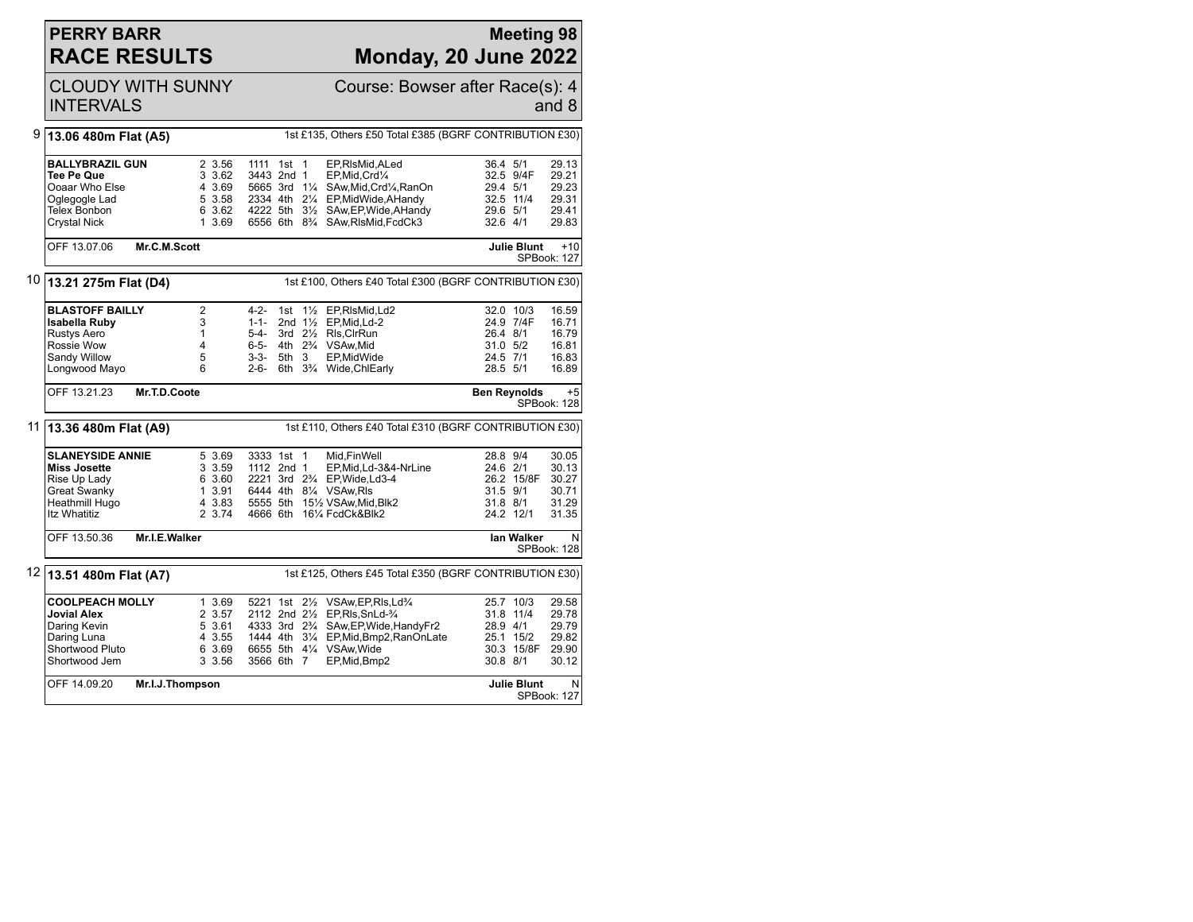# PERRY BARR RACE RESULTS

**Meeting 98**
**Monday, 20 June 2022**

CLOUDY WITH SUNNY INTERVALS

Course: Bowser after Race(s): 4 and 8

## 9 — 13.06 480m Flat (A5)

1st £135, Others £50 Total £385 (BGRF CONTRIBUTION £30)

| | | | | | | | | | |
|---|---|---|---|---|---|---|---|---|---|
| **BALLYBRAZIL GUN** | 2 | 3.56 | 1111 | 1st | 1 | EP,RlsMid,ALed | 36.4 | 5/1 | 29.13 |
| **Tee Pe Que** | 3 | 3.62 | 3443 | 2nd | 1 | EP,Mid,Crd¼ | 32.5 | 9/4F | 29.21 |
| Ooaar Who Else | 4 | 3.69 | 5665 | 3rd | 1¼ | SAw,Mid,Crd¼,RanOn | 29.4 | 5/1 | 29.23 |
| Oglegogle Lad | 5 | 3.58 | 2334 | 4th | 2¼ | EP,MidWide,AHandy | 32.5 | 11/4 | 29.31 |
| Telex Bonbon | 6 | 3.62 | 4222 | 5th | 3½ | SAw,EP,Wide,AHandy | 29.6 | 5/1 | 29.41 |
| Crystal Nick | 1 | 3.69 | 6556 | 6th | 8¾ | SAw,RlsMid,FcdCk3 | 32.6 | 4/1 | 29.83 |

OFF 13.07.06 **Mr.C.M.Scott** — **Julie Blunt** +10 SPBook: 127

## 10 — 13.21 275m Flat (D4)

1st £100, Others £40 Total £300 (BGRF CONTRIBUTION £30)

| | | | | | | | | |
|---|---|---|---|---|---|---|---|---|
| **BLASTOFF BAILLY** | 2 | 4-2- | 1st | 1½ | EP,RlsMid,Ld2 | 32.0 | 10/3 | 16.59 |
| **Isabella Ruby** | 3 | 1-1- | 2nd | 1½ | EP,Mid,Ld-2 | 24.9 | 7/4F | 16.71 |
| Rustys Aero | 1 | 5-4- | 3rd | 2½ | Rls,ClrRun | 26.4 | 8/1 | 16.79 |
| Rossie Wow | 4 | 6-5- | 4th | 2¾ | VSAw,Mid | 31.0 | 5/2 | 16.81 |
| Sandy Willow | 5 | 3-3- | 5th | 3 | EP,MidWide | 24.5 | 7/1 | 16.83 |
| Longwood Mayo | 6 | 2-6- | 6th | 3¾ | Wide,ChlEarly | 28.5 | 5/1 | 16.89 |

OFF 13.21.23 **Mr.T.D.Coote** — **Ben Reynolds** +5 SPBook: 128

## 11 — 13.36 480m Flat (A9)

1st £110, Others £40 Total £310 (BGRF CONTRIBUTION £30)

| | | | | | | | | | |
|---|---|---|---|---|---|---|---|---|---|
| **SLANEYSIDE ANNIE** | 5 | 3.69 | 3333 | 1st | 1 | Mid,FinWell | 28.8 | 9/4 | 30.05 |
| **Miss Josette** | 3 | 3.59 | 1112 | 2nd | 1 | EP,Mid,Ld-3&4-NrLine | 24.6 | 2/1 | 30.13 |
| Rise Up Lady | 6 | 3.60 | 2221 | 3rd | 2¾ | EP,Wide,Ld3-4 | 26.2 | 15/8F | 30.27 |
| Great Swanky | 1 | 3.91 | 6444 | 4th | 8¼ | VSAw,Rls | 31.5 | 9/1 | 30.71 |
| Heathmill Hugo | 4 | 3.83 | 5555 | 5th | 15½ | VSAw,Mid,Blk2 | 31.8 | 8/1 | 31.29 |
| Itz Whatitiz | 2 | 3.74 | 4666 | 6th | 16¼ | FcdCk&Blk2 | 24.2 | 12/1 | 31.35 |

OFF 13.50.36 **Mr.I.E.Walker** — **Ian Walker** N SPBook: 128

## 12 — 13.51 480m Flat (A7)

1st £125, Others £45 Total £350 (BGRF CONTRIBUTION £30)

| | | | | | | | | | |
|---|---|---|---|---|---|---|---|---|---|
| **COOLPEACH MOLLY** | 1 | 3.69 | 5221 | 1st | 2½ | VSAw,EP,Rls,Ld¾ | 25.7 | 10/3 | 29.58 |
| **Jovial Alex** | 2 | 3.57 | 2112 | 2nd | 2½ | EP,Rls,SnLd-¾ | 31.8 | 11/4 | 29.78 |
| Daring Kevin | 5 | 3.61 | 4333 | 3rd | 2¾ | SAw,EP,Wide,HandyFr2 | 28.9 | 4/1 | 29.79 |
| Daring Luna | 4 | 3.55 | 1444 | 4th | 3¼ | EP,Mid,Bmp2,RanOnLate | 25.1 | 15/2 | 29.82 |
| Shortwood Pluto | 6 | 3.69 | 6655 | 5th | 4¼ | VSAw,Wide | 30.3 | 15/8F | 29.90 |
| Shortwood Jem | 3 | 3.56 | 3566 | 6th | 7 | EP,Mid,Bmp2 | 30.8 | 8/1 | 30.12 |

OFF 14.09.20 **Mr.I.J.Thompson** — **Julie Blunt** N SPBook: 127